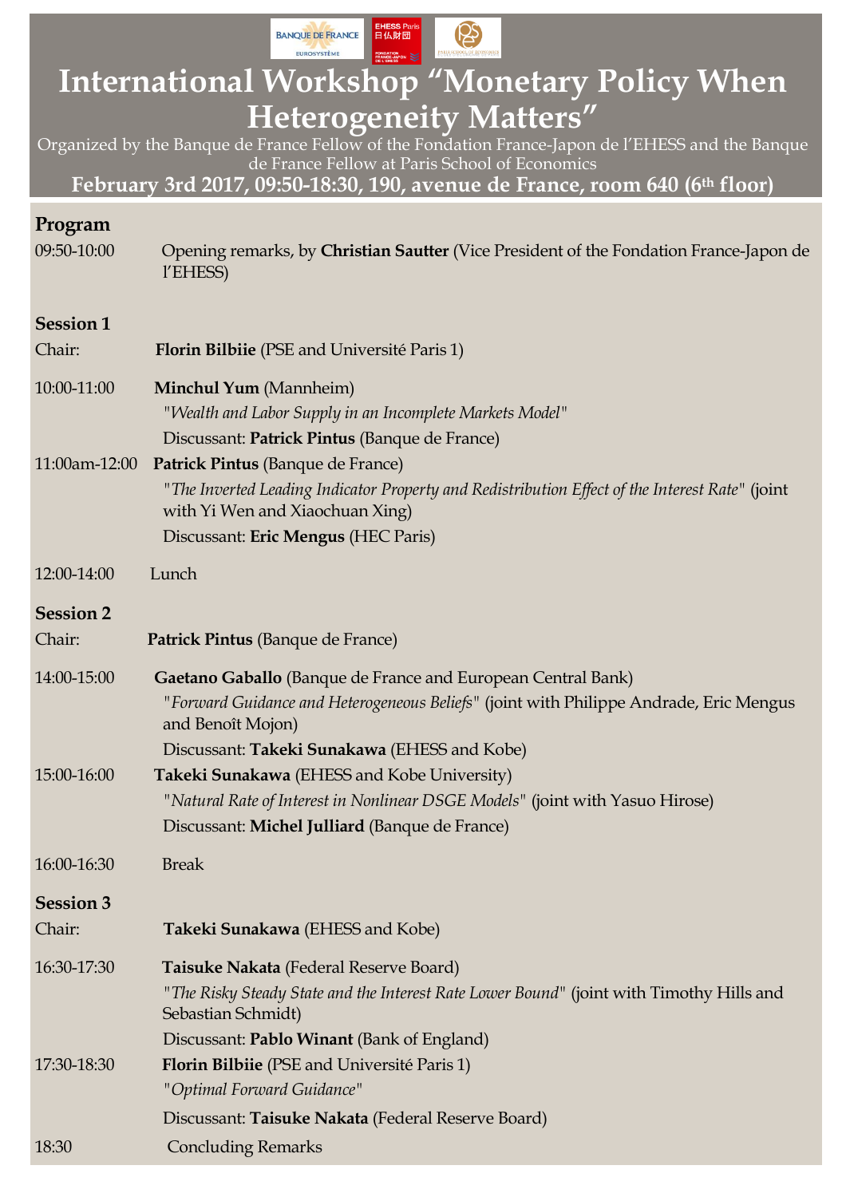# International Workshop "Monetary Policy When Heterogeneity Matters"

Organized by the Banque de France Fellow of the Fondation France-Japon de l'EHESS and the Banque de France Fellow at Paris School of Economics

**February 3rd 2017, 09:50-18:30, 190, avenue de France, room 640 (6th floor)**

## Program

09:50-10:00 Opening remarks, by **Christian Sautter** (Vice President of the Fondation France-Japon de l'EHESS)

### Session 1

Chair: **Florin Bilbiie** (PSE and Université Paris 1)

10:00-11:00 **Minchul Yum** (Mannheim)
*"Wealth and Labor Supply in an Incomplete Markets Model"*
Discussant: **Patrick Pintus** (Banque de France)

11:00am-12:00 **Patrick Pintus** (Banque de France)
*"The Inverted Leading Indicator Property and Redistribution Effect of the Interest Rate"* (joint with Yi Wen and Xiaochuan Xing)
Discussant: **Eric Mengus** (HEC Paris)

12:00-14:00 Lunch

### Session 2

Chair: **Patrick Pintus** (Banque de France)

14:00-15:00 **Gaetano Gaballo** (Banque de France and European Central Bank)
*"Forward Guidance and Heterogeneous Beliefs"* (joint with Philippe Andrade, Eric Mengus and Benoît Mojon)
Discussant: **Takeki Sunakawa** (EHESS and Kobe)

15:00-16:00 **Takeki Sunakawa** (EHESS and Kobe University)
*"Natural Rate of Interest in Nonlinear DSGE Models"* (joint with Yasuo Hirose)
Discussant: **Michel Julliard** (Banque de France)

16:00-16:30 Break

### Session 3

Chair: **Takeki Sunakawa** (EHESS and Kobe)

16:30-17:30 **Taisuke Nakata** (Federal Reserve Board)
*"The Risky Steady State and the Interest Rate Lower Bound"* (joint with Timothy Hills and Sebastian Schmidt)
Discussant: **Pablo Winant** (Bank of England)

17:30-18:30 **Florin Bilbiie** (PSE and Université Paris 1)
*"Optimal Forward Guidance"*
Discussant: **Taisuke Nakata** (Federal Reserve Board)

18:30 Concluding Remarks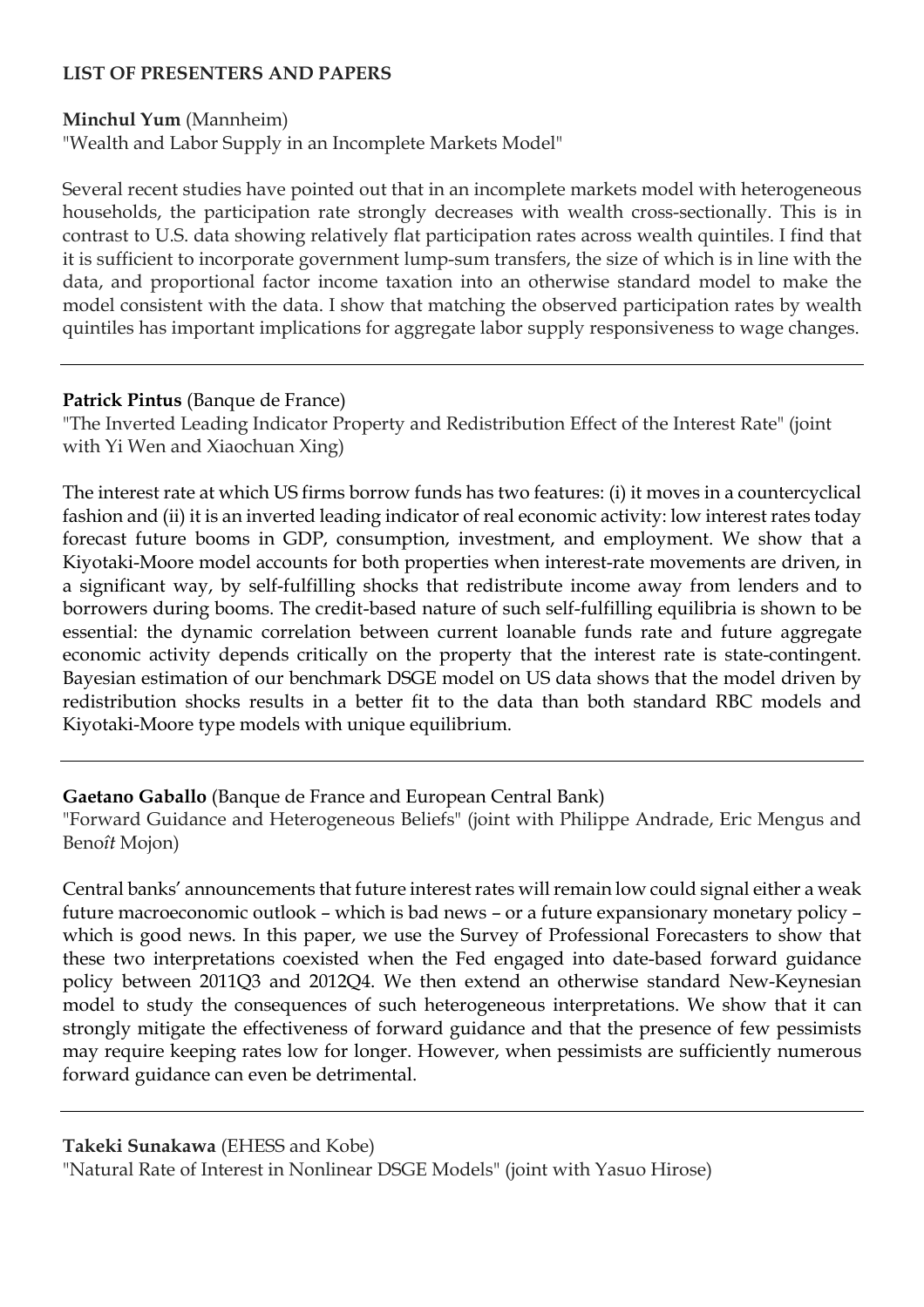**LIST OF PRESENTERS AND PAPERS**

**Minchul Yum** (Mannheim)
"Wealth and Labor Supply in an Incomplete Markets Model"

Several recent studies have pointed out that in an incomplete markets model with heterogeneous households, the participation rate strongly decreases with wealth cross-sectionally. This is in contrast to U.S. data showing relatively flat participation rates across wealth quintiles. I find that it is sufficient to incorporate government lump-sum transfers, the size of which is in line with the data, and proportional factor income taxation into an otherwise standard model to make the model consistent with the data. I show that matching the observed participation rates by wealth quintiles has important implications for aggregate labor supply responsiveness to wage changes.

---

**Patrick Pintus** (Banque de France)
"The Inverted Leading Indicator Property and Redistribution Effect of the Interest Rate" (joint with Yi Wen and Xiaochuan Xing)

The interest rate at which US firms borrow funds has two features: (i) it moves in a countercyclical fashion and (ii) it is an inverted leading indicator of real economic activity: low interest rates today forecast future booms in GDP, consumption, investment, and employment. We show that a Kiyotaki-Moore model accounts for both properties when interest-rate movements are driven, in a significant way, by self-fulfilling shocks that redistribute income away from lenders and to borrowers during booms. The credit-based nature of such self-fulfilling equilibria is shown to be essential: the dynamic correlation between current loanable funds rate and future aggregate economic activity depends critically on the property that the interest rate is state-contingent. Bayesian estimation of our benchmark DSGE model on US data shows that the model driven by redistribution shocks results in a better fit to the data than both standard RBC models and Kiyotaki-Moore type models with unique equilibrium.

---

**Gaetano Gaballo** (Banque de France and European Central Bank)
"Forward Guidance and Heterogeneous Beliefs" (joint with Philippe Andrade, Eric Mengus and Benoît Mojon)

Central banks' announcements that future interest rates will remain low could signal either a weak future macroeconomic outlook – which is bad news – or a future expansionary monetary policy – which is good news. In this paper, we use the Survey of Professional Forecasters to show that these two interpretations coexisted when the Fed engaged into date-based forward guidance policy between 2011Q3 and 2012Q4. We then extend an otherwise standard New-Keynesian model to study the consequences of such heterogeneous interpretations. We show that it can strongly mitigate the effectiveness of forward guidance and that the presence of few pessimists may require keeping rates low for longer. However, when pessimists are sufficiently numerous forward guidance can even be detrimental.

---

**Takeki Sunakawa** (EHESS and Kobe)
"Natural Rate of Interest in Nonlinear DSGE Models" (joint with Yasuo Hirose)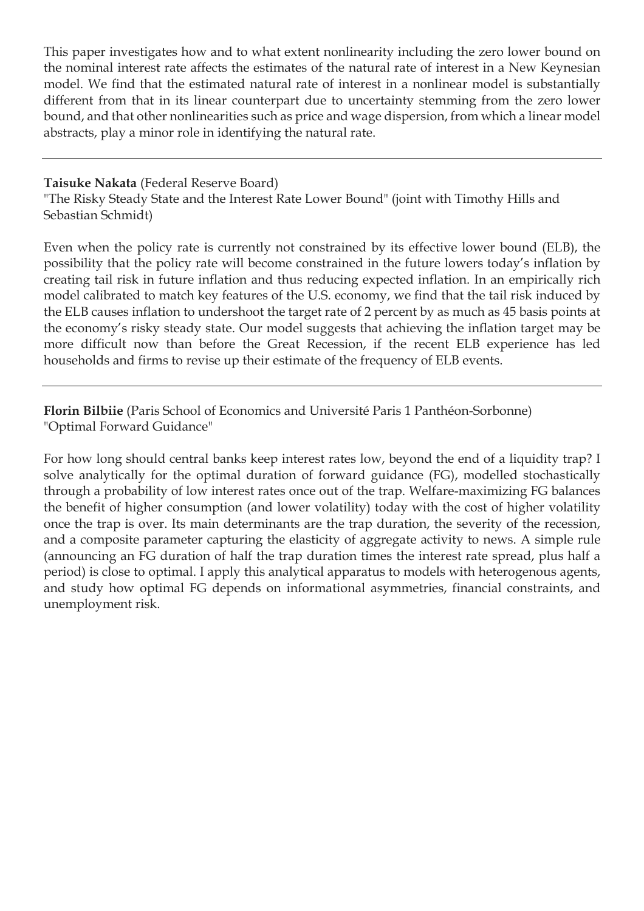This paper investigates how and to what extent nonlinearity including the zero lower bound on the nominal interest rate affects the estimates of the natural rate of interest in a New Keynesian model. We find that the estimated natural rate of interest in a nonlinear model is substantially different from that in its linear counterpart due to uncertainty stemming from the zero lower bound, and that other nonlinearities such as price and wage dispersion, from which a linear model abstracts, play a minor role in identifying the natural rate.

---

**Taisuke Nakata** (Federal Reserve Board)
"The Risky Steady State and the Interest Rate Lower Bound" (joint with Timothy Hills and Sebastian Schmidt)

Even when the policy rate is currently not constrained by its effective lower bound (ELB), the possibility that the policy rate will become constrained in the future lowers today's inflation by creating tail risk in future inflation and thus reducing expected inflation. In an empirically rich model calibrated to match key features of the U.S. economy, we find that the tail risk induced by the ELB causes inflation to undershoot the target rate of 2 percent by as much as 45 basis points at the economy's risky steady state. Our model suggests that achieving the inflation target may be more difficult now than before the Great Recession, if the recent ELB experience has led households and firms to revise up their estimate of the frequency of ELB events.

---

**Florin Bilbiie** (Paris School of Economics and Université Paris 1 Panthéon-Sorbonne)
"Optimal Forward Guidance"

For how long should central banks keep interest rates low, beyond the end of a liquidity trap? I solve analytically for the optimal duration of forward guidance (FG), modelled stochastically through a probability of low interest rates once out of the trap. Welfare-maximizing FG balances the benefit of higher consumption (and lower volatility) today with the cost of higher volatility once the trap is over. Its main determinants are the trap duration, the severity of the recession, and a composite parameter capturing the elasticity of aggregate activity to news. A simple rule (announcing an FG duration of half the trap duration times the interest rate spread, plus half a period) is close to optimal. I apply this analytical apparatus to models with heterogenous agents, and study how optimal FG depends on informational asymmetries, financial constraints, and unemployment risk.